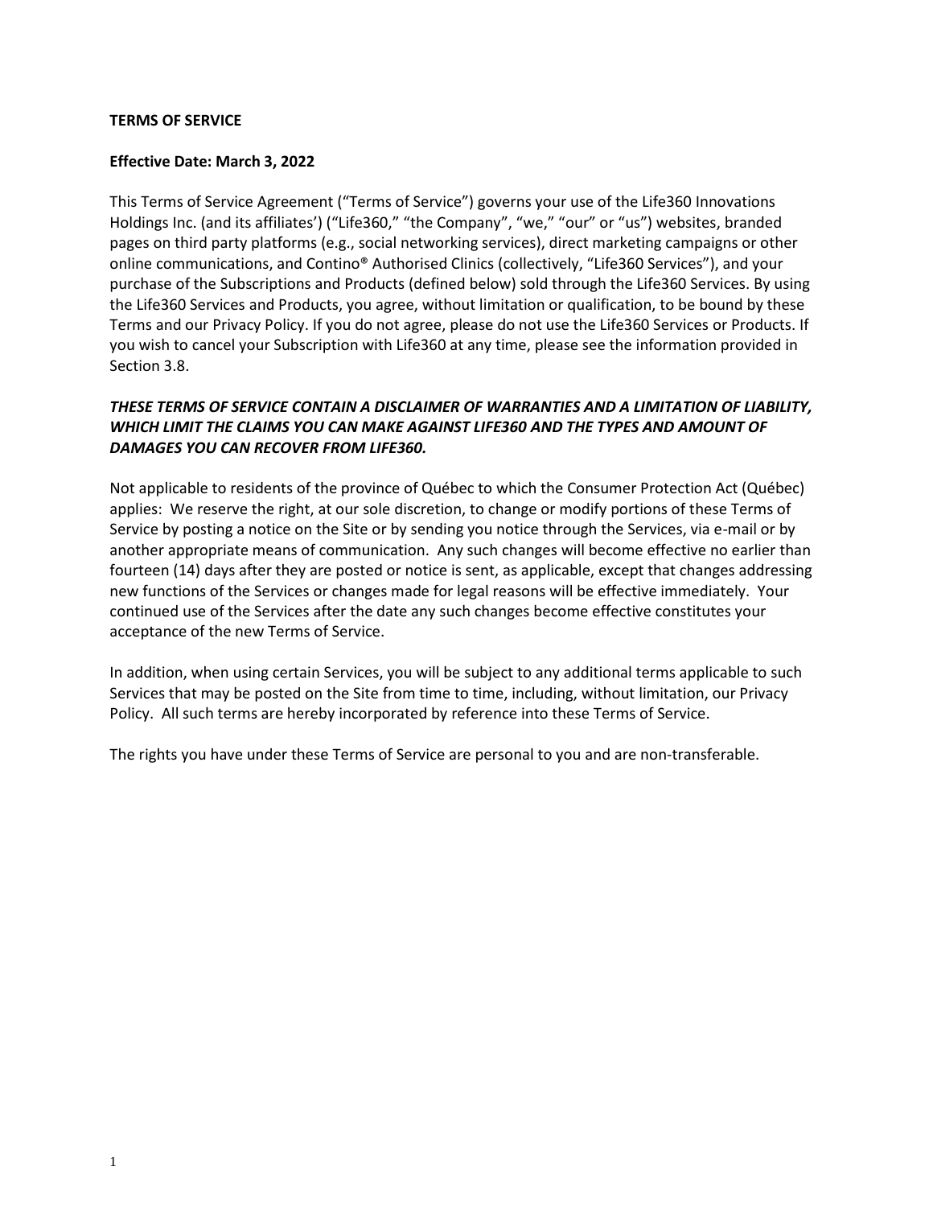**TERMS OF SERVICE**

**Effective Date: March 3, 2022**

This Terms of Service Agreement ("Terms of Service") governs your use of the Life360 Innovations Holdings Inc. (and its affiliates') ("Life360," "the Company", "we," "our" or "us") websites, branded pages on third party platforms (e.g., social networking services), direct marketing campaigns or other online communications, and Contino® Authorised Clinics (collectively, "Life360 Services"), and your purchase of the Subscriptions and Products (defined below) sold through the Life360 Services. By using the Life360 Services and Products, you agree, without limitation or qualification, to be bound by these Terms and our Privacy Policy. If you do not agree, please do not use the Life360 Services or Products. If you wish to cancel your Subscription with Life360 at any time, please see the information provided in Section 3.8.

***THESE TERMS OF SERVICE CONTAIN A DISCLAIMER OF WARRANTIES AND A LIMITATION OF LIABILITY, WHICH LIMIT THE CLAIMS YOU CAN MAKE AGAINST LIFE360 AND THE TYPES AND AMOUNT OF DAMAGES YOU CAN RECOVER FROM LIFE360.***

Not applicable to residents of the province of Québec to which the Consumer Protection Act (Québec) applies: We reserve the right, at our sole discretion, to change or modify portions of these Terms of Service by posting a notice on the Site or by sending you notice through the Services, via e-mail or by another appropriate means of communication. Any such changes will become effective no earlier than fourteen (14) days after they are posted or notice is sent, as applicable, except that changes addressing new functions of the Services or changes made for legal reasons will be effective immediately. Your continued use of the Services after the date any such changes become effective constitutes your acceptance of the new Terms of Service.

In addition, when using certain Services, you will be subject to any additional terms applicable to such Services that may be posted on the Site from time to time, including, without limitation, our Privacy Policy. All such terms are hereby incorporated by reference into these Terms of Service.

The rights you have under these Terms of Service are personal to you and are non-transferable.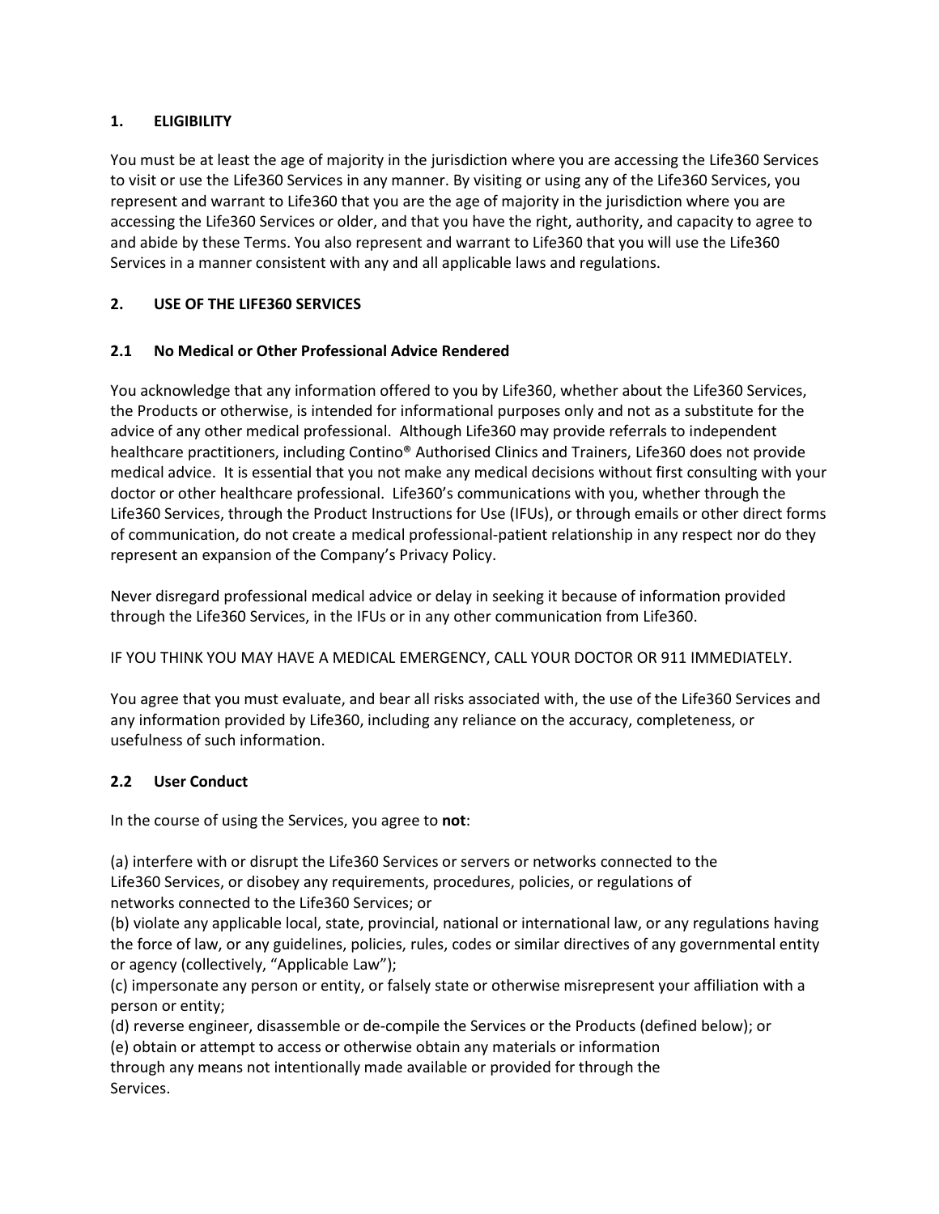## 1. ELIGIBILITY

You must be at least the age of majority in the jurisdiction where you are accessing the Life360 Services to visit or use the Life360 Services in any manner. By visiting or using any of the Life360 Services, you represent and warrant to Life360 that you are the age of majority in the jurisdiction where you are accessing the Life360 Services or older, and that you have the right, authority, and capacity to agree to and abide by these Terms. You also represent and warrant to Life360 that you will use the Life360 Services in a manner consistent with any and all applicable laws and regulations.

## 2. USE OF THE LIFE360 SERVICES

### 2.1 No Medical or Other Professional Advice Rendered

You acknowledge that any information offered to you by Life360, whether about the Life360 Services, the Products or otherwise, is intended for informational purposes only and not as a substitute for the advice of any other medical professional. Although Life360 may provide referrals to independent healthcare practitioners, including Contino® Authorised Clinics and Trainers, Life360 does not provide medical advice. It is essential that you not make any medical decisions without first consulting with your doctor or other healthcare professional. Life360's communications with you, whether through the Life360 Services, through the Product Instructions for Use (IFUs), or through emails or other direct forms of communication, do not create a medical professional-patient relationship in any respect nor do they represent an expansion of the Company's Privacy Policy.

Never disregard professional medical advice or delay in seeking it because of information provided through the Life360 Services, in the IFUs or in any other communication from Life360.

IF YOU THINK YOU MAY HAVE A MEDICAL EMERGENCY, CALL YOUR DOCTOR OR 911 IMMEDIATELY.

You agree that you must evaluate, and bear all risks associated with, the use of the Life360 Services and any information provided by Life360, including any reliance on the accuracy, completeness, or usefulness of such information.

### 2.2 User Conduct

In the course of using the Services, you agree to **not**:

(a) interfere with or disrupt the Life360 Services or servers or networks connected to the Life360 Services, or disobey any requirements, procedures, policies, or regulations of networks connected to the Life360 Services; or
(b) violate any applicable local, state, provincial, national or international law, or any regulations having the force of law, or any guidelines, policies, rules, codes or similar directives of any governmental entity or agency (collectively, "Applicable Law");
(c) impersonate any person or entity, or falsely state or otherwise misrepresent your affiliation with a person or entity;
(d) reverse engineer, disassemble or de-compile the Services or the Products (defined below); or
(e) obtain or attempt to access or otherwise obtain any materials or information through any means not intentionally made available or provided for through the Services.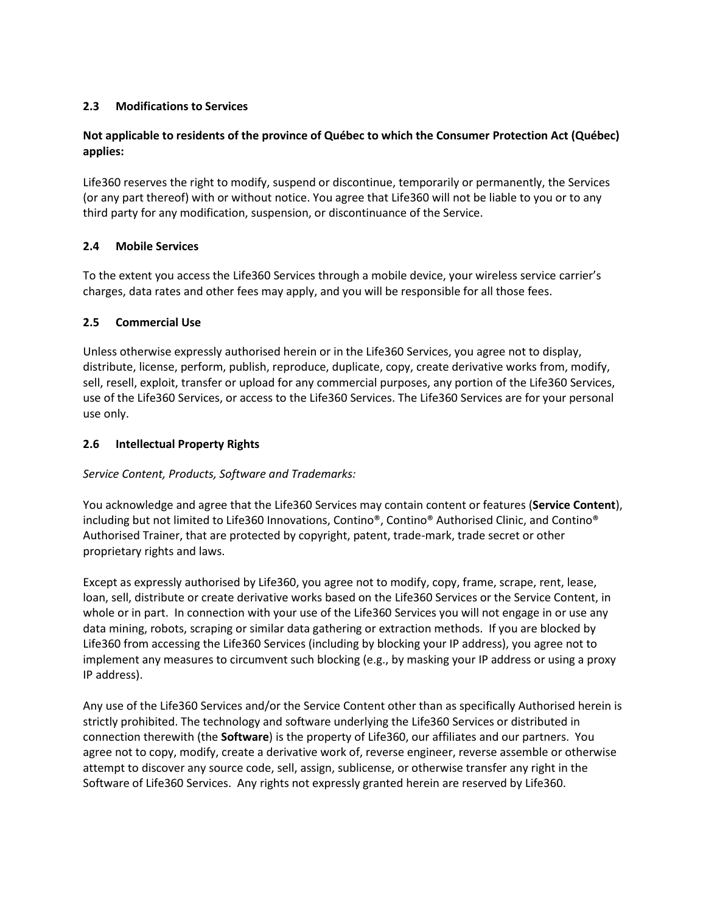### 2.3 Modifications to Services

**Not applicable to residents of the province of Québec to which the Consumer Protection Act (Québec) applies:**

Life360 reserves the right to modify, suspend or discontinue, temporarily or permanently, the Services (or any part thereof) with or without notice. You agree that Life360 will not be liable to you or to any third party for any modification, suspension, or discontinuance of the Service.

### 2.4 Mobile Services

To the extent you access the Life360 Services through a mobile device, your wireless service carrier's charges, data rates and other fees may apply, and you will be responsible for all those fees.

### 2.5 Commercial Use

Unless otherwise expressly authorised herein or in the Life360 Services, you agree not to display, distribute, license, perform, publish, reproduce, duplicate, copy, create derivative works from, modify, sell, resell, exploit, transfer or upload for any commercial purposes, any portion of the Life360 Services, use of the Life360 Services, or access to the Life360 Services. The Life360 Services are for your personal use only.

### 2.6 Intellectual Property Rights

*Service Content, Products, Software and Trademarks:*

You acknowledge and agree that the Life360 Services may contain content or features (**Service Content**), including but not limited to Life360 Innovations, Contino®, Contino® Authorised Clinic, and Contino® Authorised Trainer, that are protected by copyright, patent, trade-mark, trade secret or other proprietary rights and laws.

Except as expressly authorised by Life360, you agree not to modify, copy, frame, scrape, rent, lease, loan, sell, distribute or create derivative works based on the Life360 Services or the Service Content, in whole or in part. In connection with your use of the Life360 Services you will not engage in or use any data mining, robots, scraping or similar data gathering or extraction methods. If you are blocked by Life360 from accessing the Life360 Services (including by blocking your IP address), you agree not to implement any measures to circumvent such blocking (e.g., by masking your IP address or using a proxy IP address).

Any use of the Life360 Services and/or the Service Content other than as specifically Authorised herein is strictly prohibited. The technology and software underlying the Life360 Services or distributed in connection therewith (the **Software**) is the property of Life360, our affiliates and our partners. You agree not to copy, modify, create a derivative work of, reverse engineer, reverse assemble or otherwise attempt to discover any source code, sell, assign, sublicense, or otherwise transfer any right in the Software of Life360 Services. Any rights not expressly granted herein are reserved by Life360.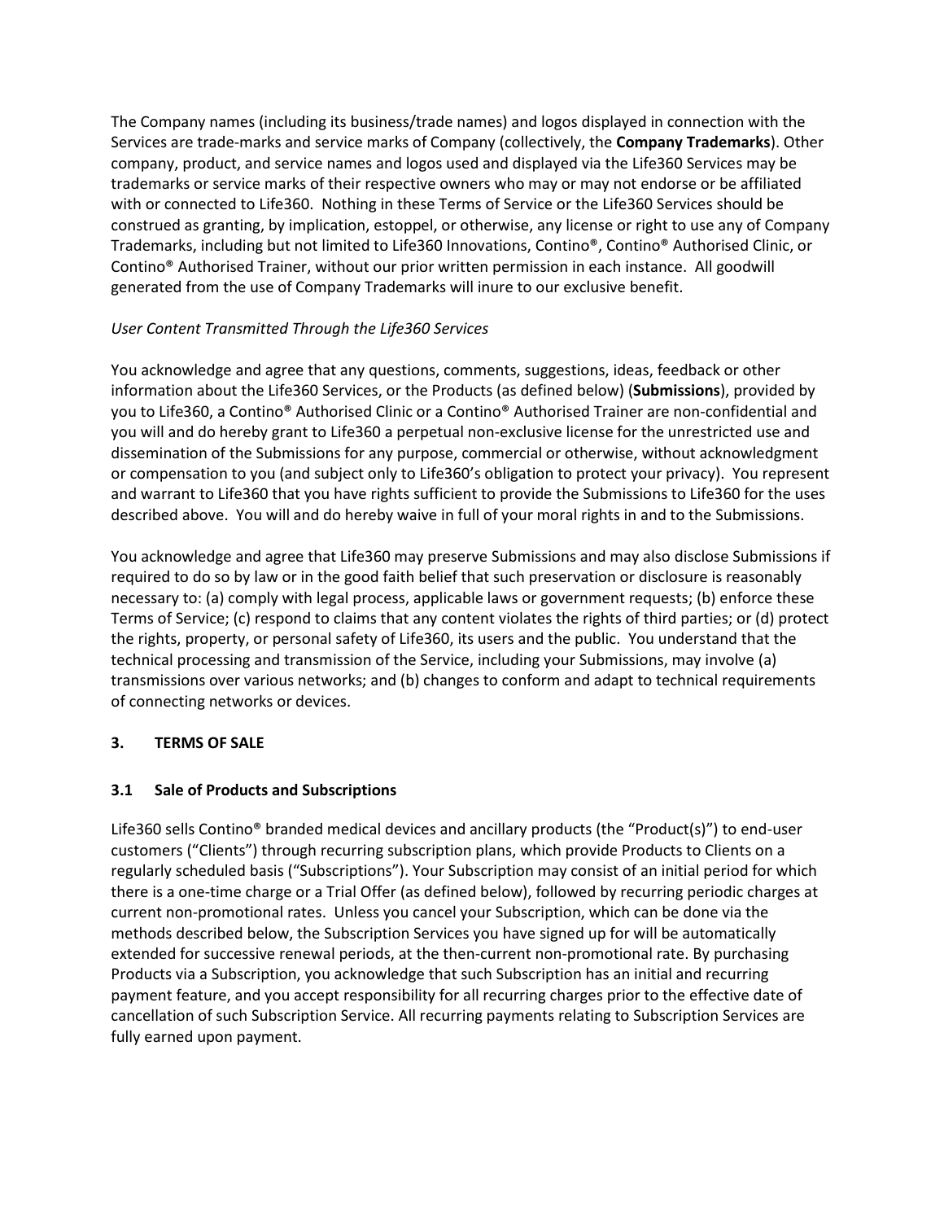The Company names (including its business/trade names) and logos displayed in connection with the Services are trade-marks and service marks of Company (collectively, the **Company Trademarks**). Other company, product, and service names and logos used and displayed via the Life360 Services may be trademarks or service marks of their respective owners who may or may not endorse or be affiliated with or connected to Life360. Nothing in these Terms of Service or the Life360 Services should be construed as granting, by implication, estoppel, or otherwise, any license or right to use any of Company Trademarks, including but not limited to Life360 Innovations, Contino®, Contino® Authorised Clinic, or Contino® Authorised Trainer, without our prior written permission in each instance. All goodwill generated from the use of Company Trademarks will inure to our exclusive benefit.

*User Content Transmitted Through the Life360 Services*

You acknowledge and agree that any questions, comments, suggestions, ideas, feedback or other information about the Life360 Services, or the Products (as defined below) (**Submissions**), provided by you to Life360, a Contino® Authorised Clinic or a Contino® Authorised Trainer are non-confidential and you will and do hereby grant to Life360 a perpetual non-exclusive license for the unrestricted use and dissemination of the Submissions for any purpose, commercial or otherwise, without acknowledgment or compensation to you (and subject only to Life360's obligation to protect your privacy). You represent and warrant to Life360 that you have rights sufficient to provide the Submissions to Life360 for the uses described above. You will and do hereby waive in full of your moral rights in and to the Submissions.

You acknowledge and agree that Life360 may preserve Submissions and may also disclose Submissions if required to do so by law or in the good faith belief that such preservation or disclosure is reasonably necessary to: (a) comply with legal process, applicable laws or government requests; (b) enforce these Terms of Service; (c) respond to claims that any content violates the rights of third parties; or (d) protect the rights, property, or personal safety of Life360, its users and the public. You understand that the technical processing and transmission of the Service, including your Submissions, may involve (a) transmissions over various networks; and (b) changes to conform and adapt to technical requirements of connecting networks or devices.

## 3. TERMS OF SALE

### 3.1 Sale of Products and Subscriptions

Life360 sells Contino® branded medical devices and ancillary products (the "Product(s)") to end-user customers ("Clients") through recurring subscription plans, which provide Products to Clients on a regularly scheduled basis ("Subscriptions"). Your Subscription may consist of an initial period for which there is a one-time charge or a Trial Offer (as defined below), followed by recurring periodic charges at current non-promotional rates. Unless you cancel your Subscription, which can be done via the methods described below, the Subscription Services you have signed up for will be automatically extended for successive renewal periods, at the then-current non-promotional rate. By purchasing Products via a Subscription, you acknowledge that such Subscription has an initial and recurring payment feature, and you accept responsibility for all recurring charges prior to the effective date of cancellation of such Subscription Service. All recurring payments relating to Subscription Services are fully earned upon payment.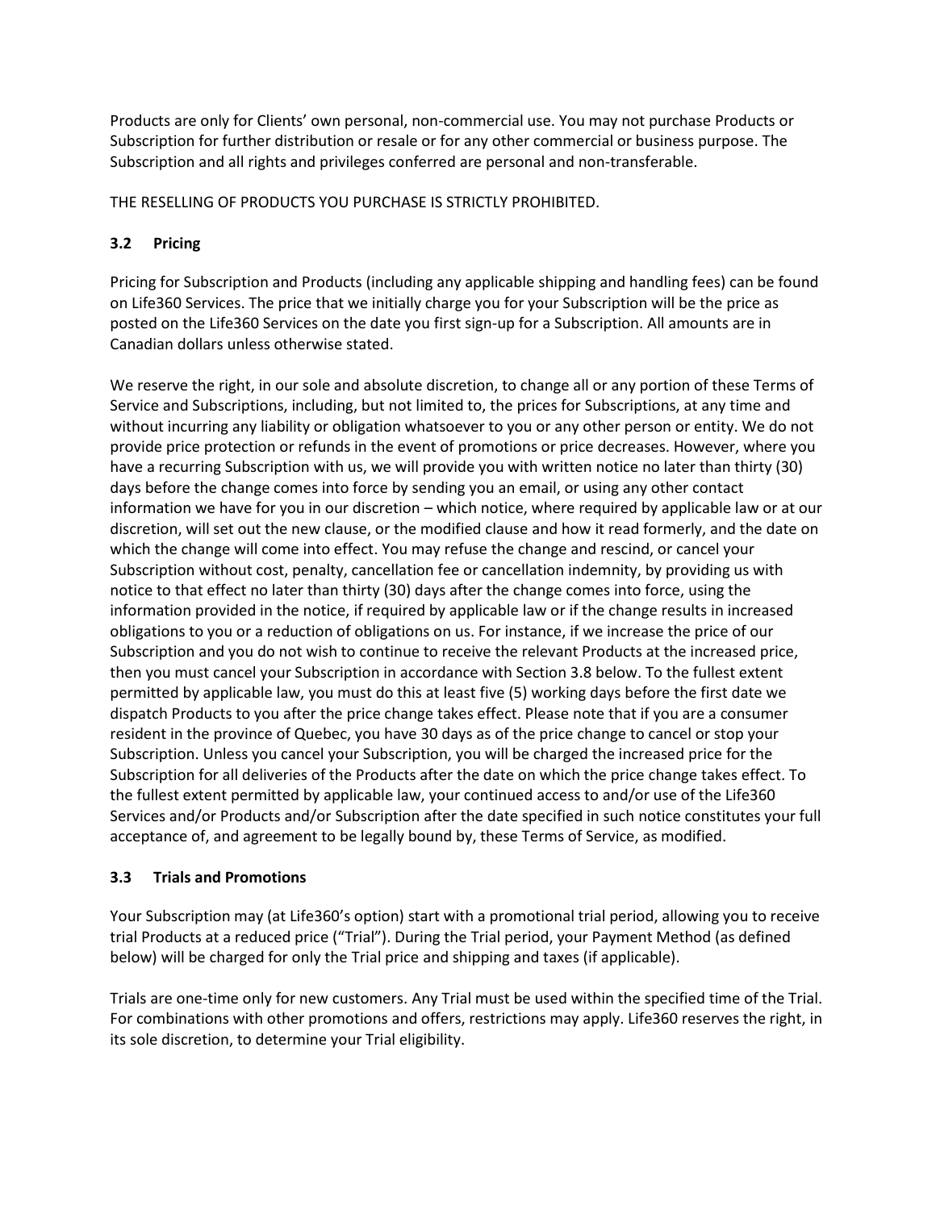Products are only for Clients' own personal, non-commercial use. You may not purchase Products or Subscription for further distribution or resale or for any other commercial or business purpose. The Subscription and all rights and privileges conferred are personal and non-transferable.

THE RESELLING OF PRODUCTS YOU PURCHASE IS STRICTLY PROHIBITED.

### 3.2 Pricing

Pricing for Subscription and Products (including any applicable shipping and handling fees) can be found on Life360 Services. The price that we initially charge you for your Subscription will be the price as posted on the Life360 Services on the date you first sign-up for a Subscription. All amounts are in Canadian dollars unless otherwise stated.

We reserve the right, in our sole and absolute discretion, to change all or any portion of these Terms of Service and Subscriptions, including, but not limited to, the prices for Subscriptions, at any time and without incurring any liability or obligation whatsoever to you or any other person or entity. We do not provide price protection or refunds in the event of promotions or price decreases. However, where you have a recurring Subscription with us, we will provide you with written notice no later than thirty (30) days before the change comes into force by sending you an email, or using any other contact information we have for you in our discretion – which notice, where required by applicable law or at our discretion, will set out the new clause, or the modified clause and how it read formerly, and the date on which the change will come into effect. You may refuse the change and rescind, or cancel your Subscription without cost, penalty, cancellation fee or cancellation indemnity, by providing us with notice to that effect no later than thirty (30) days after the change comes into force, using the information provided in the notice, if required by applicable law or if the change results in increased obligations to you or a reduction of obligations on us. For instance, if we increase the price of our Subscription and you do not wish to continue to receive the relevant Products at the increased price, then you must cancel your Subscription in accordance with Section 3.8 below. To the fullest extent permitted by applicable law, you must do this at least five (5) working days before the first date we dispatch Products to you after the price change takes effect. Please note that if you are a consumer resident in the province of Quebec, you have 30 days as of the price change to cancel or stop your Subscription. Unless you cancel your Subscription, you will be charged the increased price for the Subscription for all deliveries of the Products after the date on which the price change takes effect. To the fullest extent permitted by applicable law, your continued access to and/or use of the Life360 Services and/or Products and/or Subscription after the date specified in such notice constitutes your full acceptance of, and agreement to be legally bound by, these Terms of Service, as modified.

### 3.3 Trials and Promotions

Your Subscription may (at Life360's option) start with a promotional trial period, allowing you to receive trial Products at a reduced price ("Trial"). During the Trial period, your Payment Method (as defined below) will be charged for only the Trial price and shipping and taxes (if applicable).

Trials are one-time only for new customers. Any Trial must be used within the specified time of the Trial. For combinations with other promotions and offers, restrictions may apply. Life360 reserves the right, in its sole discretion, to determine your Trial eligibility.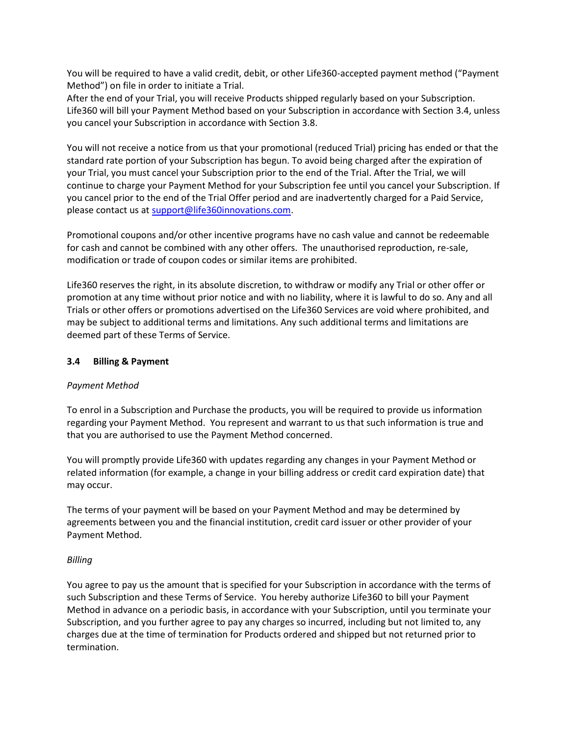You will be required to have a valid credit, debit, or other Life360-accepted payment method ("Payment Method") on file in order to initiate a Trial.
After the end of your Trial, you will receive Products shipped regularly based on your Subscription. Life360 will bill your Payment Method based on your Subscription in accordance with Section 3.4, unless you cancel your Subscription in accordance with Section 3.8.

You will not receive a notice from us that your promotional (reduced Trial) pricing has ended or that the standard rate portion of your Subscription has begun. To avoid being charged after the expiration of your Trial, you must cancel your Subscription prior to the end of the Trial. After the Trial, we will continue to charge your Payment Method for your Subscription fee until you cancel your Subscription. If you cancel prior to the end of the Trial Offer period and are inadvertently charged for a Paid Service, please contact us at support@life360innovations.com.

Promotional coupons and/or other incentive programs have no cash value and cannot be redeemable for cash and cannot be combined with any other offers. The unauthorised reproduction, re-sale, modification or trade of coupon codes or similar items are prohibited.

Life360 reserves the right, in its absolute discretion, to withdraw or modify any Trial or other offer or promotion at any time without prior notice and with no liability, where it is lawful to do so. Any and all Trials or other offers or promotions advertised on the Life360 Services are void where prohibited, and may be subject to additional terms and limitations. Any such additional terms and limitations are deemed part of these Terms of Service.

### 3.4 Billing & Payment

*Payment Method*

To enrol in a Subscription and Purchase the products, you will be required to provide us information regarding your Payment Method. You represent and warrant to us that such information is true and that you are authorised to use the Payment Method concerned.

You will promptly provide Life360 with updates regarding any changes in your Payment Method or related information (for example, a change in your billing address or credit card expiration date) that may occur.

The terms of your payment will be based on your Payment Method and may be determined by agreements between you and the financial institution, credit card issuer or other provider of your Payment Method.

*Billing*

You agree to pay us the amount that is specified for your Subscription in accordance with the terms of such Subscription and these Terms of Service. You hereby authorize Life360 to bill your Payment Method in advance on a periodic basis, in accordance with your Subscription, until you terminate your Subscription, and you further agree to pay any charges so incurred, including but not limited to, any charges due at the time of termination for Products ordered and shipped but not returned prior to termination.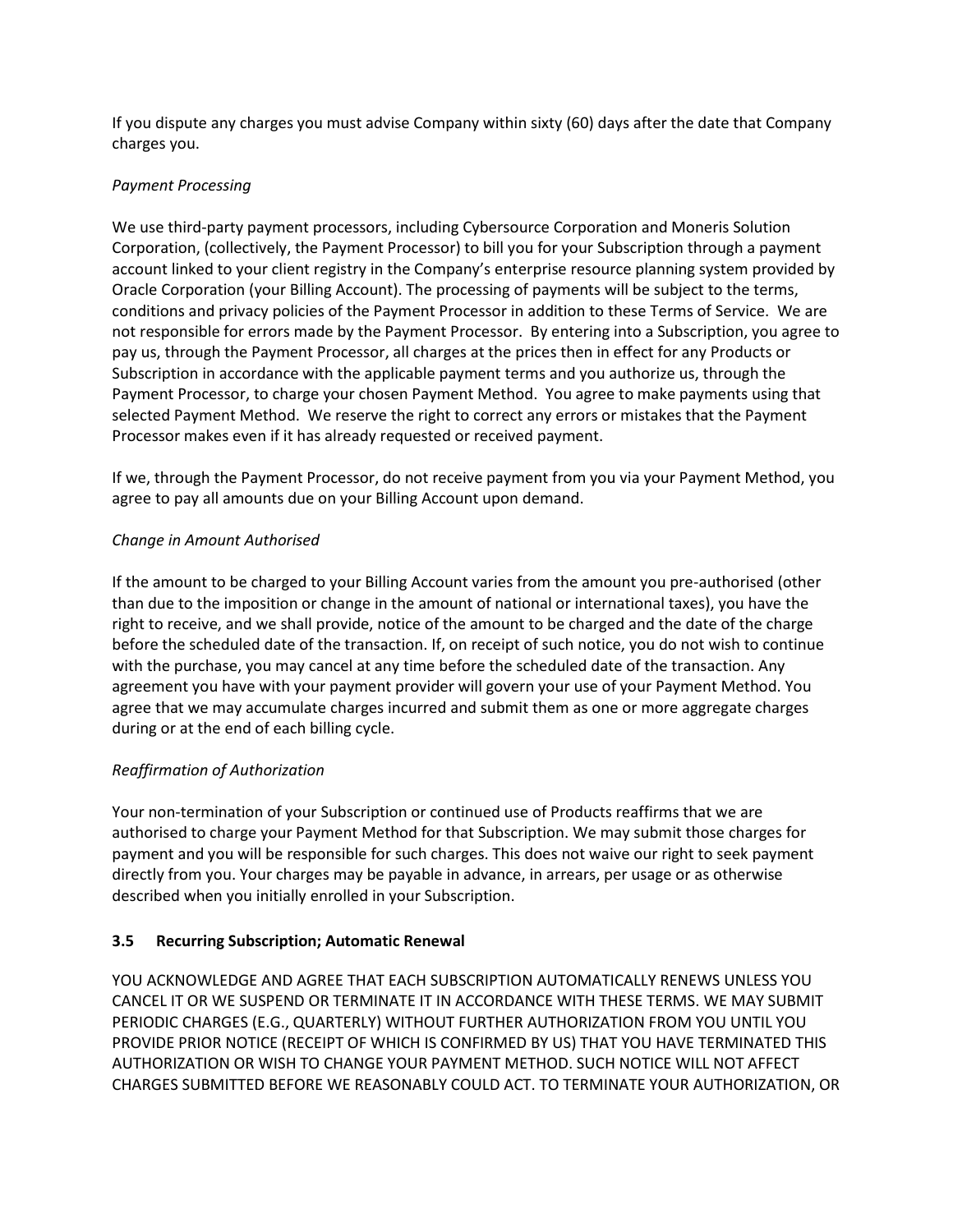If you dispute any charges you must advise Company within sixty (60) days after the date that Company charges you.

*Payment Processing*

We use third-party payment processors, including Cybersource Corporation and Moneris Solution Corporation, (collectively, the Payment Processor) to bill you for your Subscription through a payment account linked to your client registry in the Company's enterprise resource planning system provided by Oracle Corporation (your Billing Account). The processing of payments will be subject to the terms, conditions and privacy policies of the Payment Processor in addition to these Terms of Service. We are not responsible for errors made by the Payment Processor. By entering into a Subscription, you agree to pay us, through the Payment Processor, all charges at the prices then in effect for any Products or Subscription in accordance with the applicable payment terms and you authorize us, through the Payment Processor, to charge your chosen Payment Method. You agree to make payments using that selected Payment Method. We reserve the right to correct any errors or mistakes that the Payment Processor makes even if it has already requested or received payment.

If we, through the Payment Processor, do not receive payment from you via your Payment Method, you agree to pay all amounts due on your Billing Account upon demand.

*Change in Amount Authorised*

If the amount to be charged to your Billing Account varies from the amount you pre-authorised (other than due to the imposition or change in the amount of national or international taxes), you have the right to receive, and we shall provide, notice of the amount to be charged and the date of the charge before the scheduled date of the transaction. If, on receipt of such notice, you do not wish to continue with the purchase, you may cancel at any time before the scheduled date of the transaction. Any agreement you have with your payment provider will govern your use of your Payment Method. You agree that we may accumulate charges incurred and submit them as one or more aggregate charges during or at the end of each billing cycle.

*Reaffirmation of Authorization*

Your non-termination of your Subscription or continued use of Products reaffirms that we are authorised to charge your Payment Method for that Subscription. We may submit those charges for payment and you will be responsible for such charges. This does not waive our right to seek payment directly from you. Your charges may be payable in advance, in arrears, per usage or as otherwise described when you initially enrolled in your Subscription.

### 3.5 Recurring Subscription; Automatic Renewal

YOU ACKNOWLEDGE AND AGREE THAT EACH SUBSCRIPTION AUTOMATICALLY RENEWS UNLESS YOU CANCEL IT OR WE SUSPEND OR TERMINATE IT IN ACCORDANCE WITH THESE TERMS. WE MAY SUBMIT PERIODIC CHARGES (E.G., QUARTERLY) WITHOUT FURTHER AUTHORIZATION FROM YOU UNTIL YOU PROVIDE PRIOR NOTICE (RECEIPT OF WHICH IS CONFIRMED BY US) THAT YOU HAVE TERMINATED THIS AUTHORIZATION OR WISH TO CHANGE YOUR PAYMENT METHOD. SUCH NOTICE WILL NOT AFFECT CHARGES SUBMITTED BEFORE WE REASONABLY COULD ACT. TO TERMINATE YOUR AUTHORIZATION, OR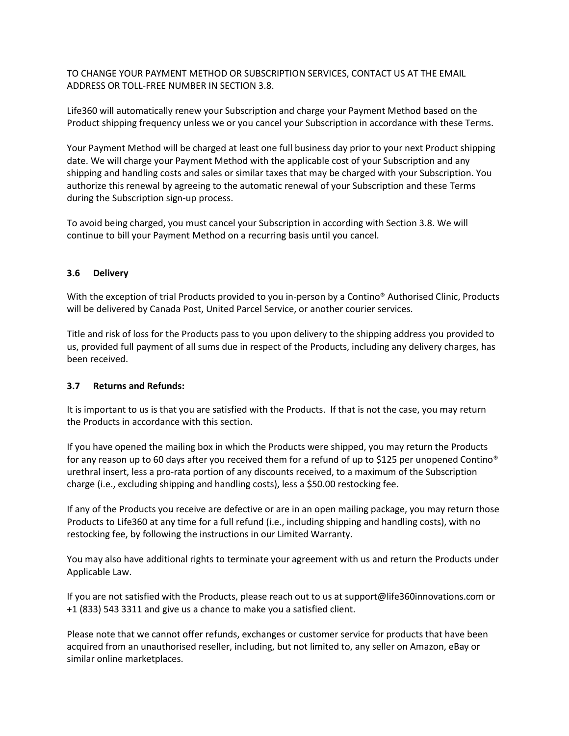TO CHANGE YOUR PAYMENT METHOD OR SUBSCRIPTION SERVICES, CONTACT US AT THE EMAIL ADDRESS OR TOLL-FREE NUMBER IN SECTION 3.8.

Life360 will automatically renew your Subscription and charge your Payment Method based on the Product shipping frequency unless we or you cancel your Subscription in accordance with these Terms.

Your Payment Method will be charged at least one full business day prior to your next Product shipping date. We will charge your Payment Method with the applicable cost of your Subscription and any shipping and handling costs and sales or similar taxes that may be charged with your Subscription. You authorize this renewal by agreeing to the automatic renewal of your Subscription and these Terms during the Subscription sign-up process.

To avoid being charged, you must cancel your Subscription in according with Section 3.8. We will continue to bill your Payment Method on a recurring basis until you cancel.

### 3.6 Delivery

With the exception of trial Products provided to you in-person by a Contino® Authorised Clinic, Products will be delivered by Canada Post, United Parcel Service, or another courier services.

Title and risk of loss for the Products pass to you upon delivery to the shipping address you provided to us, provided full payment of all sums due in respect of the Products, including any delivery charges, has been received.

### 3.7 Returns and Refunds:

It is important to us is that you are satisfied with the Products. If that is not the case, you may return the Products in accordance with this section.

If you have opened the mailing box in which the Products were shipped, you may return the Products for any reason up to 60 days after you received them for a refund of up to $125 per unopened Contino® urethral insert, less a pro-rata portion of any discounts received, to a maximum of the Subscription charge (i.e., excluding shipping and handling costs), less a $50.00 restocking fee.

If any of the Products you receive are defective or are in an open mailing package, you may return those Products to Life360 at any time for a full refund (i.e., including shipping and handling costs), with no restocking fee, by following the instructions in our Limited Warranty.

You may also have additional rights to terminate your agreement with us and return the Products under Applicable Law.

If you are not satisfied with the Products, please reach out to us at support@life360innovations.com or +1 (833) 543 3311 and give us a chance to make you a satisfied client.

Please note that we cannot offer refunds, exchanges or customer service for products that have been acquired from an unauthorised reseller, including, but not limited to, any seller on Amazon, eBay or similar online marketplaces.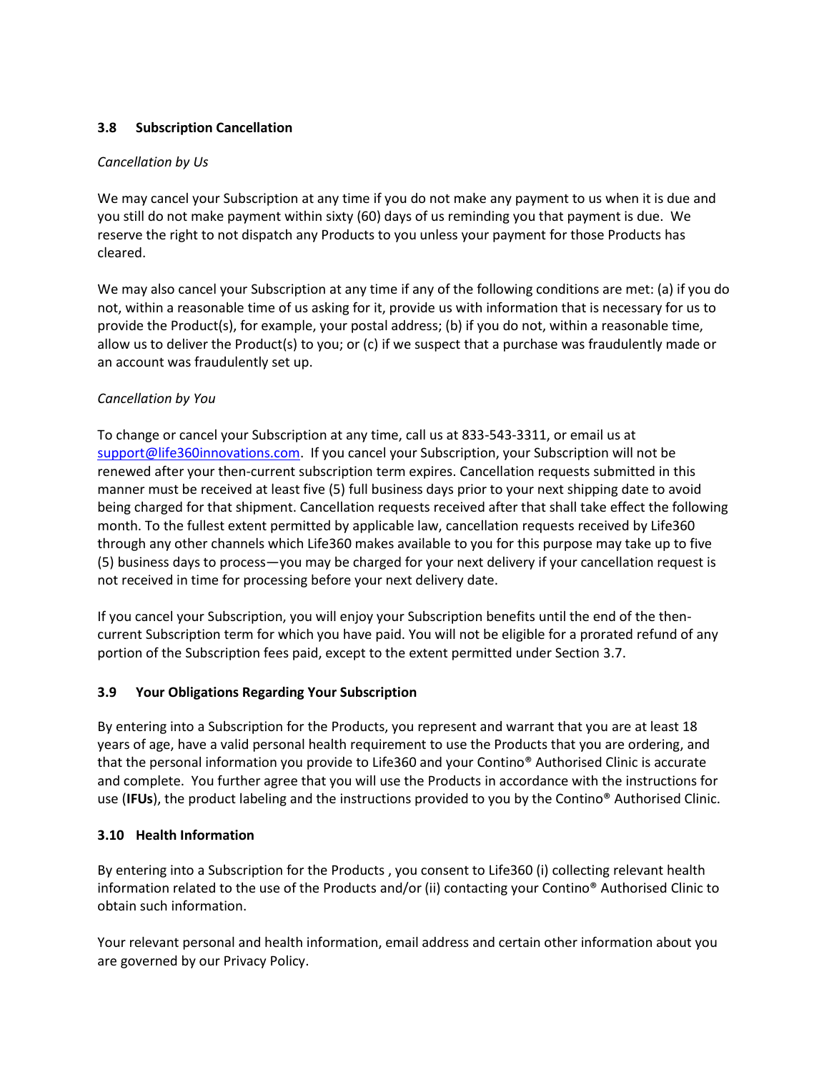### 3.8 Subscription Cancellation

*Cancellation by Us*

We may cancel your Subscription at any time if you do not make any payment to us when it is due and you still do not make payment within sixty (60) days of us reminding you that payment is due. We reserve the right to not dispatch any Products to you unless your payment for those Products has cleared.

We may also cancel your Subscription at any time if any of the following conditions are met: (a) if you do not, within a reasonable time of us asking for it, provide us with information that is necessary for us to provide the Product(s), for example, your postal address; (b) if you do not, within a reasonable time, allow us to deliver the Product(s) to you; or (c) if we suspect that a purchase was fraudulently made or an account was fraudulently set up.

*Cancellation by You*

To change or cancel your Subscription at any time, call us at 833-543-3311, or email us at support@life360innovations.com. If you cancel your Subscription, your Subscription will not be renewed after your then-current subscription term expires. Cancellation requests submitted in this manner must be received at least five (5) full business days prior to your next shipping date to avoid being charged for that shipment. Cancellation requests received after that shall take effect the following month. To the fullest extent permitted by applicable law, cancellation requests received by Life360 through any other channels which Life360 makes available to you for this purpose may take up to five (5) business days to process—you may be charged for your next delivery if your cancellation request is not received in time for processing before your next delivery date.

If you cancel your Subscription, you will enjoy your Subscription benefits until the end of the then-current Subscription term for which you have paid. You will not be eligible for a prorated refund of any portion of the Subscription fees paid, except to the extent permitted under Section 3.7.

### 3.9 Your Obligations Regarding Your Subscription

By entering into a Subscription for the Products, you represent and warrant that you are at least 18 years of age, have a valid personal health requirement to use the Products that you are ordering, and that the personal information you provide to Life360 and your Contino® Authorised Clinic is accurate and complete. You further agree that you will use the Products in accordance with the instructions for use (**IFUs**), the product labeling and the instructions provided to you by the Contino® Authorised Clinic.

### 3.10 Health Information

By entering into a Subscription for the Products , you consent to Life360 (i) collecting relevant health information related to the use of the Products and/or (ii) contacting your Contino® Authorised Clinic to obtain such information.

Your relevant personal and health information, email address and certain other information about you are governed by our Privacy Policy.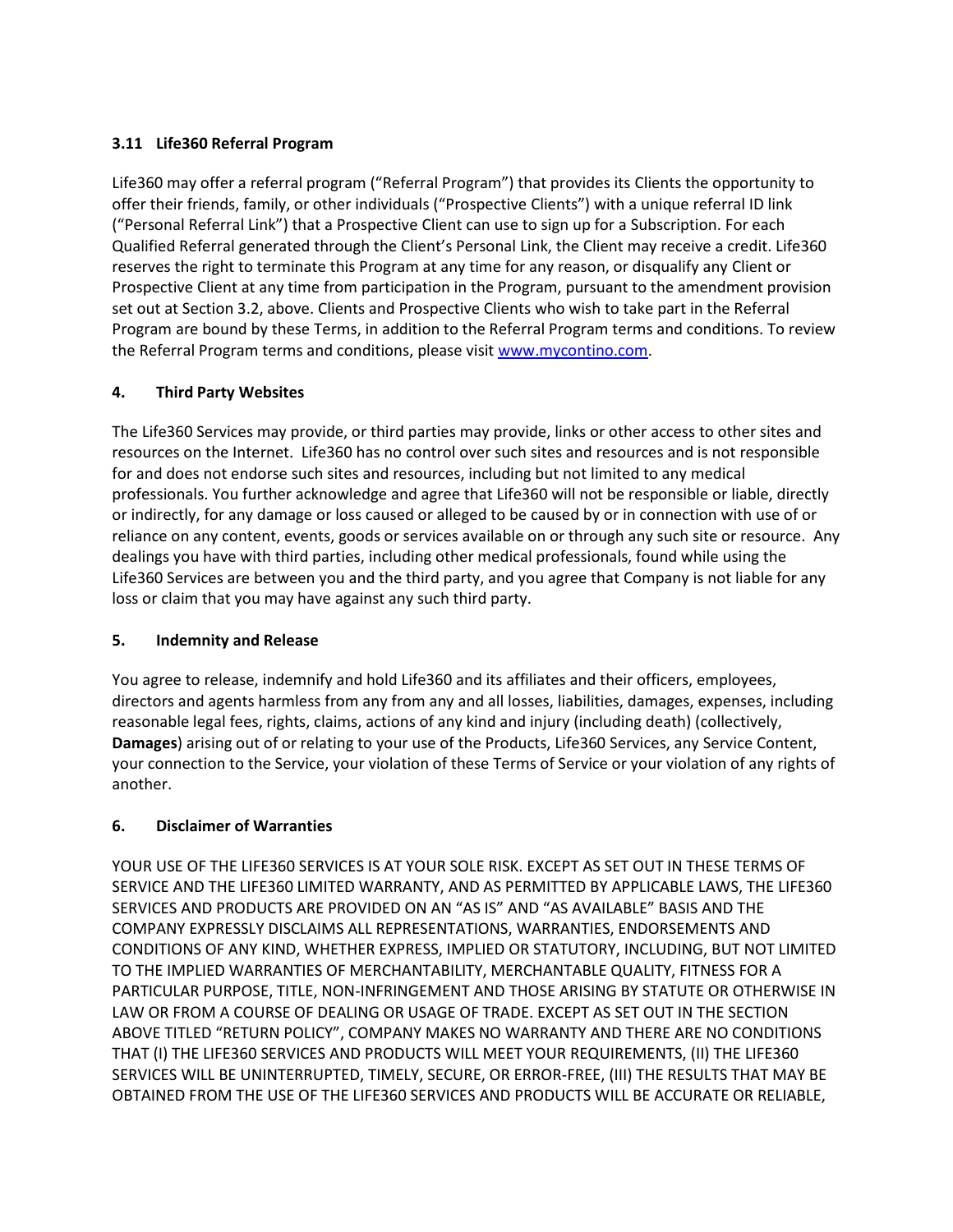### 3.11 Life360 Referral Program

Life360 may offer a referral program ("Referral Program") that provides its Clients the opportunity to offer their friends, family, or other individuals ("Prospective Clients") with a unique referral ID link ("Personal Referral Link") that a Prospective Client can use to sign up for a Subscription. For each Qualified Referral generated through the Client's Personal Link, the Client may receive a credit. Life360 reserves the right to terminate this Program at any time for any reason, or disqualify any Client or Prospective Client at any time from participation in the Program, pursuant to the amendment provision set out at Section 3.2, above. Clients and Prospective Clients who wish to take part in the Referral Program are bound by these Terms, in addition to the Referral Program terms and conditions. To review the Referral Program terms and conditions, please visit www.mycontino.com.

## 4. Third Party Websites

The Life360 Services may provide, or third parties may provide, links or other access to other sites and resources on the Internet. Life360 has no control over such sites and resources and is not responsible for and does not endorse such sites and resources, including but not limited to any medical professionals. You further acknowledge and agree that Life360 will not be responsible or liable, directly or indirectly, for any damage or loss caused or alleged to be caused by or in connection with use of or reliance on any content, events, goods or services available on or through any such site or resource. Any dealings you have with third parties, including other medical professionals, found while using the Life360 Services are between you and the third party, and you agree that Company is not liable for any loss or claim that you may have against any such third party.

## 5. Indemnity and Release

You agree to release, indemnify and hold Life360 and its affiliates and their officers, employees, directors and agents harmless from any from any and all losses, liabilities, damages, expenses, including reasonable legal fees, rights, claims, actions of any kind and injury (including death) (collectively, **Damages**) arising out of or relating to your use of the Products, Life360 Services, any Service Content, your connection to the Service, your violation of these Terms of Service or your violation of any rights of another.

## 6. Disclaimer of Warranties

YOUR USE OF THE LIFE360 SERVICES IS AT YOUR SOLE RISK. EXCEPT AS SET OUT IN THESE TERMS OF SERVICE AND THE LIFE360 LIMITED WARRANTY, AND AS PERMITTED BY APPLICABLE LAWS, THE LIFE360 SERVICES AND PRODUCTS ARE PROVIDED ON AN "AS IS" AND "AS AVAILABLE" BASIS AND THE COMPANY EXPRESSLY DISCLAIMS ALL REPRESENTATIONS, WARRANTIES, ENDORSEMENTS AND CONDITIONS OF ANY KIND, WHETHER EXPRESS, IMPLIED OR STATUTORY, INCLUDING, BUT NOT LIMITED TO THE IMPLIED WARRANTIES OF MERCHANTABILITY, MERCHANTABLE QUALITY, FITNESS FOR A PARTICULAR PURPOSE, TITLE, NON-INFRINGEMENT AND THOSE ARISING BY STATUTE OR OTHERWISE IN LAW OR FROM A COURSE OF DEALING OR USAGE OF TRADE. EXCEPT AS SET OUT IN THE SECTION ABOVE TITLED "RETURN POLICY", COMPANY MAKES NO WARRANTY AND THERE ARE NO CONDITIONS THAT (I) THE LIFE360 SERVICES AND PRODUCTS WILL MEET YOUR REQUIREMENTS, (II) THE LIFE360 SERVICES WILL BE UNINTERRUPTED, TIMELY, SECURE, OR ERROR-FREE, (III) THE RESULTS THAT MAY BE OBTAINED FROM THE USE OF THE LIFE360 SERVICES AND PRODUCTS WILL BE ACCURATE OR RELIABLE,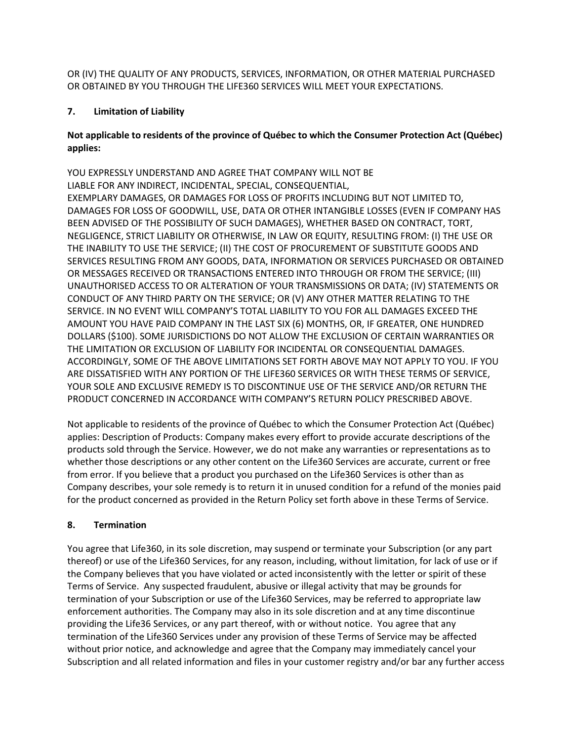OR (IV) THE QUALITY OF ANY PRODUCTS, SERVICES, INFORMATION, OR OTHER MATERIAL PURCHASED OR OBTAINED BY YOU THROUGH THE LIFE360 SERVICES WILL MEET YOUR EXPECTATIONS.

## 7. Limitation of Liability

**Not applicable to residents of the province of Québec to which the Consumer Protection Act (Québec) applies:**

YOU EXPRESSLY UNDERSTAND AND AGREE THAT COMPANY WILL NOT BE LIABLE FOR ANY INDIRECT, INCIDENTAL, SPECIAL, CONSEQUENTIAL, EXEMPLARY DAMAGES, OR DAMAGES FOR LOSS OF PROFITS INCLUDING BUT NOT LIMITED TO, DAMAGES FOR LOSS OF GOODWILL, USE, DATA OR OTHER INTANGIBLE LOSSES (EVEN IF COMPANY HAS BEEN ADVISED OF THE POSSIBILITY OF SUCH DAMAGES), WHETHER BASED ON CONTRACT, TORT, NEGLIGENCE, STRICT LIABILITY OR OTHERWISE, IN LAW OR EQUITY, RESULTING FROM: (I) THE USE OR THE INABILITY TO USE THE SERVICE; (II) THE COST OF PROCUREMENT OF SUBSTITUTE GOODS AND SERVICES RESULTING FROM ANY GOODS, DATA, INFORMATION OR SERVICES PURCHASED OR OBTAINED OR MESSAGES RECEIVED OR TRANSACTIONS ENTERED INTO THROUGH OR FROM THE SERVICE; (III) UNAUTHORISED ACCESS TO OR ALTERATION OF YOUR TRANSMISSIONS OR DATA; (IV) STATEMENTS OR CONDUCT OF ANY THIRD PARTY ON THE SERVICE; OR (V) ANY OTHER MATTER RELATING TO THE SERVICE. IN NO EVENT WILL COMPANY'S TOTAL LIABILITY TO YOU FOR ALL DAMAGES EXCEED THE AMOUNT YOU HAVE PAID COMPANY IN THE LAST SIX (6) MONTHS, OR, IF GREATER, ONE HUNDRED DOLLARS ($100). SOME JURISDICTIONS DO NOT ALLOW THE EXCLUSION OF CERTAIN WARRANTIES OR THE LIMITATION OR EXCLUSION OF LIABILITY FOR INCIDENTAL OR CONSEQUENTIAL DAMAGES. ACCORDINGLY, SOME OF THE ABOVE LIMITATIONS SET FORTH ABOVE MAY NOT APPLY TO YOU. IF YOU ARE DISSATISFIED WITH ANY PORTION OF THE LIFE360 SERVICES OR WITH THESE TERMS OF SERVICE, YOUR SOLE AND EXCLUSIVE REMEDY IS TO DISCONTINUE USE OF THE SERVICE AND/OR RETURN THE PRODUCT CONCERNED IN ACCORDANCE WITH COMPANY'S RETURN POLICY PRESCRIBED ABOVE.

Not applicable to residents of the province of Québec to which the Consumer Protection Act (Québec) applies: Description of Products: Company makes every effort to provide accurate descriptions of the products sold through the Service. However, we do not make any warranties or representations as to whether those descriptions or any other content on the Life360 Services are accurate, current or free from error. If you believe that a product you purchased on the Life360 Services is other than as Company describes, your sole remedy is to return it in unused condition for a refund of the monies paid for the product concerned as provided in the Return Policy set forth above in these Terms of Service.

## 8. Termination

You agree that Life360, in its sole discretion, may suspend or terminate your Subscription (or any part thereof) or use of the Life360 Services, for any reason, including, without limitation, for lack of use or if the Company believes that you have violated or acted inconsistently with the letter or spirit of these Terms of Service. Any suspected fraudulent, abusive or illegal activity that may be grounds for termination of your Subscription or use of the Life360 Services, may be referred to appropriate law enforcement authorities. The Company may also in its sole discretion and at any time discontinue providing the Life36 Services, or any part thereof, with or without notice. You agree that any termination of the Life360 Services under any provision of these Terms of Service may be affected without prior notice, and acknowledge and agree that the Company may immediately cancel your Subscription and all related information and files in your customer registry and/or bar any further access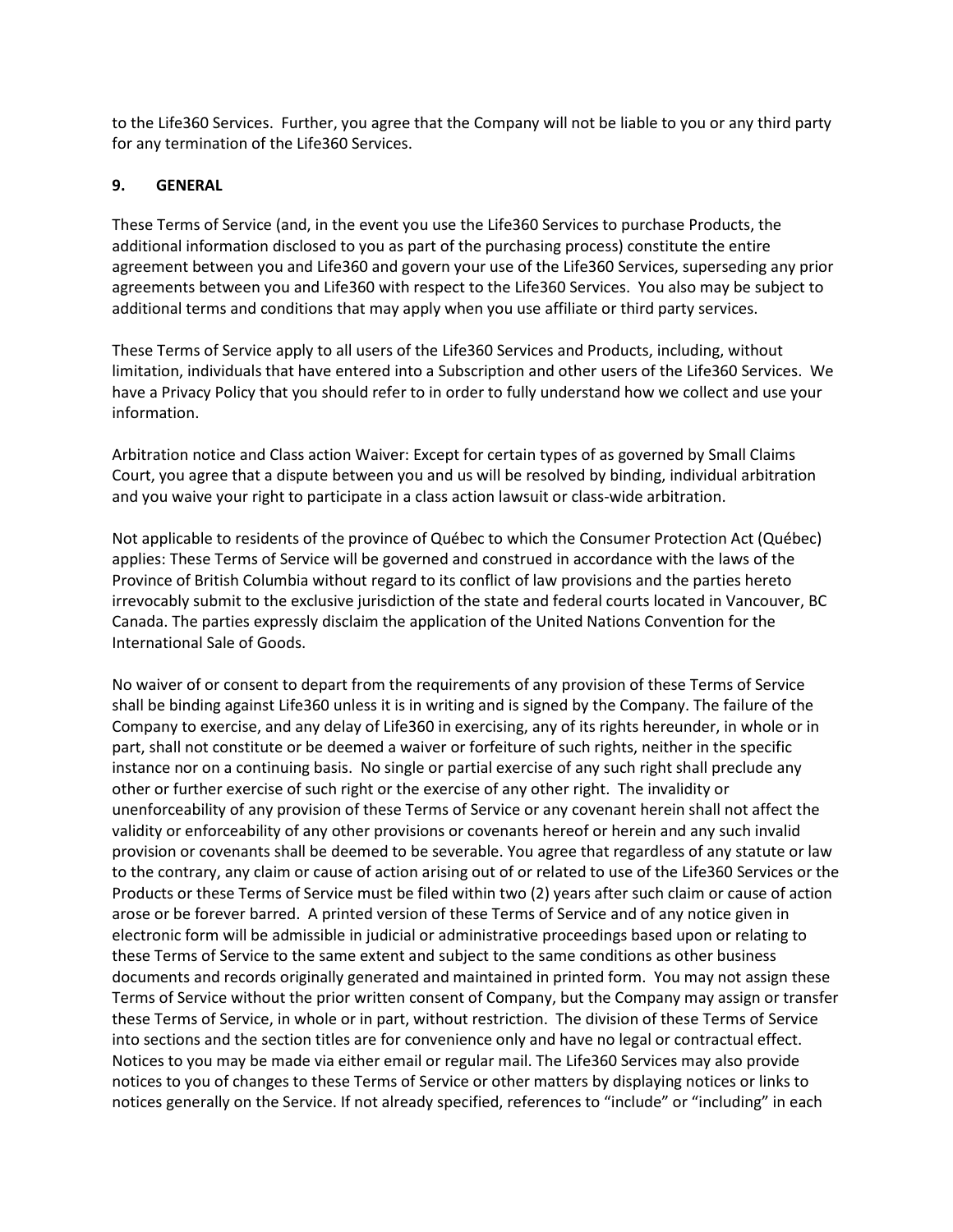to the Life360 Services. Further, you agree that the Company will not be liable to you or any third party for any termination of the Life360 Services.

## 9. GENERAL

These Terms of Service (and, in the event you use the Life360 Services to purchase Products, the additional information disclosed to you as part of the purchasing process) constitute the entire agreement between you and Life360 and govern your use of the Life360 Services, superseding any prior agreements between you and Life360 with respect to the Life360 Services. You also may be subject to additional terms and conditions that may apply when you use affiliate or third party services.

These Terms of Service apply to all users of the Life360 Services and Products, including, without limitation, individuals that have entered into a Subscription and other users of the Life360 Services. We have a Privacy Policy that you should refer to in order to fully understand how we collect and use your information.

Arbitration notice and Class action Waiver: Except for certain types of as governed by Small Claims Court, you agree that a dispute between you and us will be resolved by binding, individual arbitration and you waive your right to participate in a class action lawsuit or class-wide arbitration.

Not applicable to residents of the province of Québec to which the Consumer Protection Act (Québec) applies: These Terms of Service will be governed and construed in accordance with the laws of the Province of British Columbia without regard to its conflict of law provisions and the parties hereto irrevocably submit to the exclusive jurisdiction of the state and federal courts located in Vancouver, BC Canada. The parties expressly disclaim the application of the United Nations Convention for the International Sale of Goods.

No waiver of or consent to depart from the requirements of any provision of these Terms of Service shall be binding against Life360 unless it is in writing and is signed by the Company. The failure of the Company to exercise, and any delay of Life360 in exercising, any of its rights hereunder, in whole or in part, shall not constitute or be deemed a waiver or forfeiture of such rights, neither in the specific instance nor on a continuing basis. No single or partial exercise of any such right shall preclude any other or further exercise of such right or the exercise of any other right. The invalidity or unenforceability of any provision of these Terms of Service or any covenant herein shall not affect the validity or enforceability of any other provisions or covenants hereof or herein and any such invalid provision or covenants shall be deemed to be severable. You agree that regardless of any statute or law to the contrary, any claim or cause of action arising out of or related to use of the Life360 Services or the Products or these Terms of Service must be filed within two (2) years after such claim or cause of action arose or be forever barred. A printed version of these Terms of Service and of any notice given in electronic form will be admissible in judicial or administrative proceedings based upon or relating to these Terms of Service to the same extent and subject to the same conditions as other business documents and records originally generated and maintained in printed form. You may not assign these Terms of Service without the prior written consent of Company, but the Company may assign or transfer these Terms of Service, in whole or in part, without restriction. The division of these Terms of Service into sections and the section titles are for convenience only and have no legal or contractual effect. Notices to you may be made via either email or regular mail. The Life360 Services may also provide notices to you of changes to these Terms of Service or other matters by displaying notices or links to notices generally on the Service. If not already specified, references to "include" or "including" in each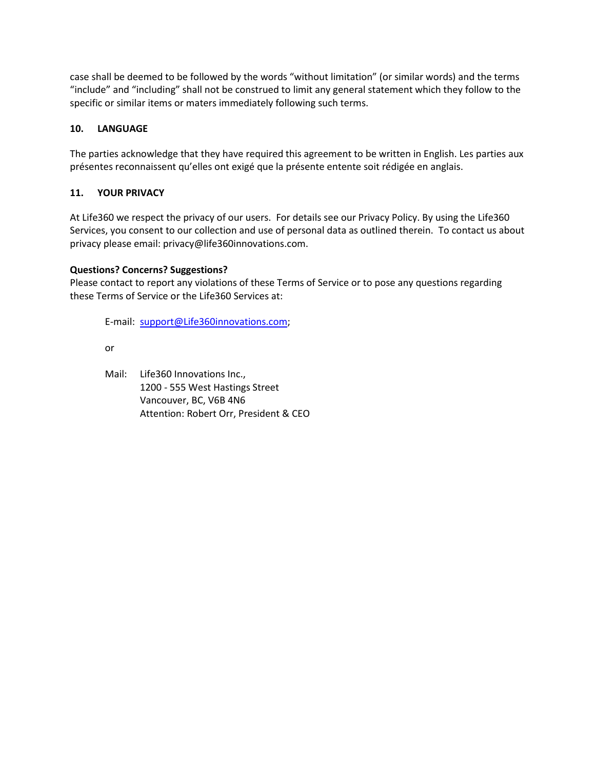case shall be deemed to be followed by the words “without limitation” (or similar words) and the terms “include” and “including” shall not be construed to limit any general statement which they follow to the specific or similar items or maters immediately following such terms.

## 10. LANGUAGE

The parties acknowledge that they have required this agreement to be written in English. Les parties aux présentes reconnaissent qu’elles ont exigé que la présente entente soit rédigée en anglais.

## 11. YOUR PRIVACY

At Life360 we respect the privacy of our users. For details see our Privacy Policy. By using the Life360 Services, you consent to our collection and use of personal data as outlined therein. To contact us about privacy please email: privacy@life360innovations.com.

**Questions? Concerns? Suggestions?**

Please contact to report any violations of these Terms of Service or to pose any questions regarding these Terms of Service or the Life360 Services at:

E-mail: support@Life360innovations.com;

or

Mail: Life360 Innovations Inc.,
1200 - 555 West Hastings Street
Vancouver, BC, V6B 4N6
Attention: Robert Orr, President & CEO